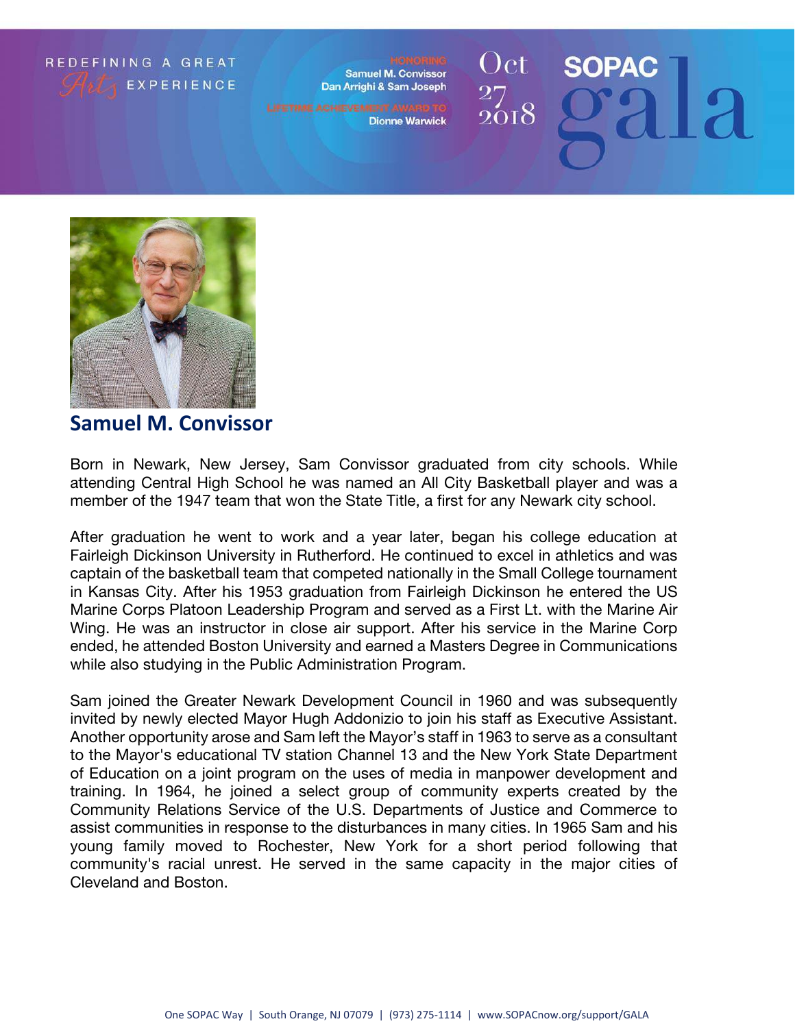REDEFINING A GREAT Arts EXPERIENCE

HONORING
Samuel M. Convissor
Dan Arrighi & Sam Joseph

LIFETIME ACHIEVEMENT AWARD TO
Dionne Warwick

Oct 27 2018

SOPAC gala

## Samuel M. Convissor

Born in Newark, New Jersey, Sam Convissor graduated from city schools. While attending Central High School he was named an All City Basketball player and was a member of the 1947 team that won the State Title, a first for any Newark city school.

After graduation he went to work and a year later, began his college education at Fairleigh Dickinson University in Rutherford. He continued to excel in athletics and was captain of the basketball team that competed nationally in the Small College tournament in Kansas City. After his 1953 graduation from Fairleigh Dickinson he entered the US Marine Corps Platoon Leadership Program and served as a First Lt. with the Marine Air Wing. He was an instructor in close air support. After his service in the Marine Corp ended, he attended Boston University and earned a Masters Degree in Communications while also studying in the Public Administration Program.

Sam joined the Greater Newark Development Council in 1960 and was subsequently invited by newly elected Mayor Hugh Addonizio to join his staff as Executive Assistant. Another opportunity arose and Sam left the Mayor's staff in 1963 to serve as a consultant to the Mayor's educational TV station Channel 13 and the New York State Department of Education on a joint program on the uses of media in manpower development and training. In 1964, he joined a select group of community experts created by the Community Relations Service of the U.S. Departments of Justice and Commerce to assist communities in response to the disturbances in many cities. In 1965 Sam and his young family moved to Rochester, New York for a short period following that community's racial unrest. He served in the same capacity in the major cities of Cleveland and Boston.

One SOPAC Way | South Orange, NJ 07079 | (973) 275-1114 | www.SOPACnow.org/support/GALA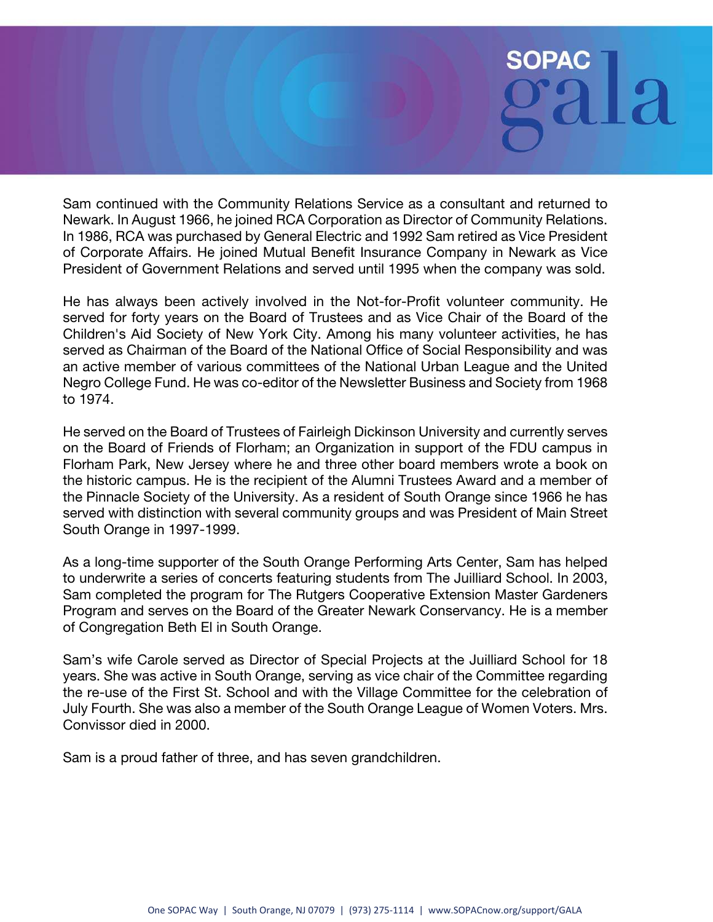Sam continued with the Community Relations Service as a consultant and returned to Newark. In August 1966, he joined RCA Corporation as Director of Community Relations. In 1986, RCA was purchased by General Electric and 1992 Sam retired as Vice President of Corporate Affairs. He joined Mutual Benefit Insurance Company in Newark as Vice President of Government Relations and served until 1995 when the company was sold.

He has always been actively involved in the Not-for-Profit volunteer community. He served for forty years on the Board of Trustees and as Vice Chair of the Board of the Children's Aid Society of New York City. Among his many volunteer activities, he has served as Chairman of the Board of the National Office of Social Responsibility and was an active member of various committees of the National Urban League and the United Negro College Fund. He was co-editor of the Newsletter Business and Society from 1968 to 1974.

He served on the Board of Trustees of Fairleigh Dickinson University and currently serves on the Board of Friends of Florham; an Organization in support of the FDU campus in Florham Park, New Jersey where he and three other board members wrote a book on the historic campus. He is the recipient of the Alumni Trustees Award and a member of the Pinnacle Society of the University. As a resident of South Orange since 1966 he has served with distinction with several community groups and was President of Main Street South Orange in 1997-1999.

As a long-time supporter of the South Orange Performing Arts Center, Sam has helped to underwrite a series of concerts featuring students from The Juilliard School. In 2003, Sam completed the program for The Rutgers Cooperative Extension Master Gardeners Program and serves on the Board of the Greater Newark Conservancy. He is a member of Congregation Beth El in South Orange.

Sam's wife Carole served as Director of Special Projects at the Juilliard School for 18 years. She was active in South Orange, serving as vice chair of the Committee regarding the re-use of the First St. School and with the Village Committee for the celebration of July Fourth. She was also a member of the South Orange League of Women Voters. Mrs. Convissor died in 2000.

Sam is a proud father of three, and has seven grandchildren.